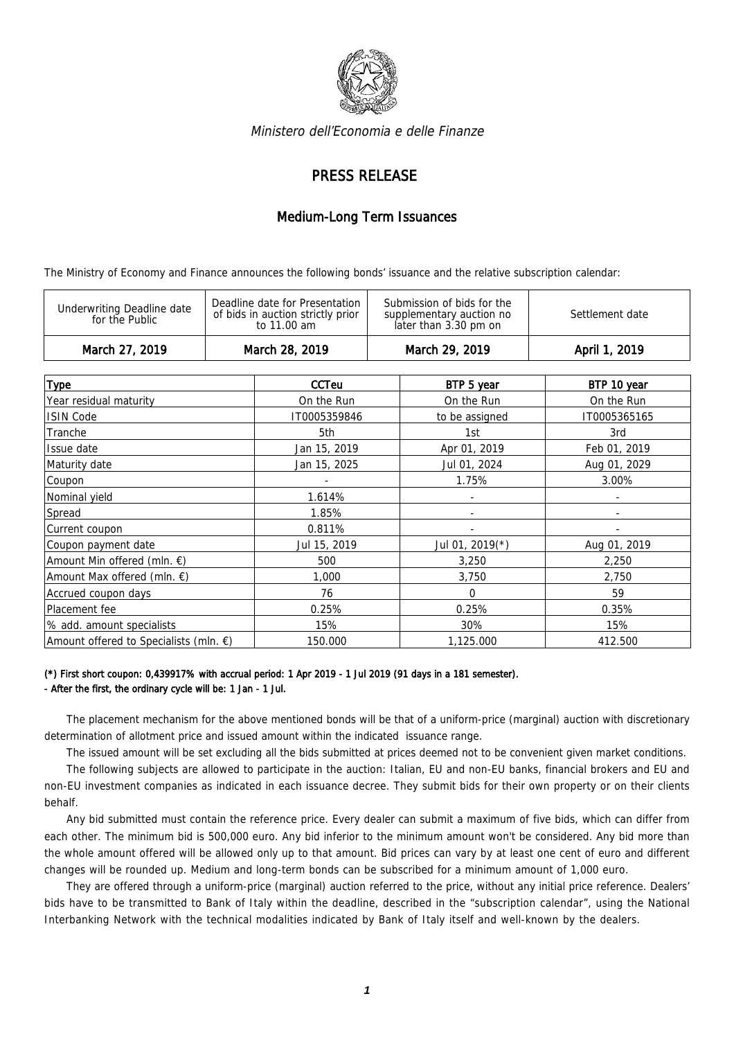*Ministero dell'Economia e delle Finanze*

# PRESS RELEASE

## Medium-Long Term Issuances

The Ministry of Economy and Finance announces the following bonds' issuance and the relative subscription calendar:

| Underwriting Deadline date for the Public | Deadline date for Presentation of bids in auction strictly prior to 11.00 am | Submission of bids for the supplementary auction no later than 3.30 pm on | Settlement date |
|---|---|---|---|
| March 27, 2019 | March 28, 2019 | March 29, 2019 | April 1, 2019 |

| Type | CCTeu | BTP 5 year | BTP 10 year |
|---|---|---|---|
| Year residual maturity | On the Run | On the Run | On the Run |
| ISIN Code | IT0005359846 | to be assigned | IT0005365165 |
| Tranche | 5th | 1st | 3rd |
| Issue date | Jan 15, 2019 | Apr 01, 2019 | Feb 01, 2019 |
| Maturity date | Jan 15, 2025 | Jul 01, 2024 | Aug 01, 2029 |
| Coupon | - | 1.75% | 3.00% |
| Nominal yield | 1.614% | - | - |
| Spread | 1.85% | - | - |
| Current coupon | 0.811% | - | - |
| Coupon payment date | Jul 15, 2019 | Jul 01, 2019(*) | Aug 01, 2019 |
| Amount Min offered (mln. €) | 500 | 3,250 | 2,250 |
| Amount Max offered (mln. €) | 1,000 | 3,750 | 2,750 |
| Accrued coupon days | 76 | 0 | 59 |
| Placement fee | 0.25% | 0.25% | 0.35% |
| % add. amount specialists | 15% | 30% | 15% |
| Amount offered to Specialists (mln. €) | 150.000 | 1,125.000 | 412.500 |

**(*) First short coupon: 0,439917% with accrual period: 1 Apr 2019 - 1 Jul 2019 (91 days in a 181 semester).**
**- After the first, the ordinary cycle will be: 1 Jan - 1 Jul.**

The placement mechanism for the above mentioned bonds will be that of a uniform-price (marginal) auction with discretionary determination of allotment price and issued amount within the indicated issuance range.

The issued amount will be set excluding all the bids submitted at prices deemed not to be convenient given market conditions.

The following subjects are allowed to participate in the auction: Italian, EU and non-EU banks, financial brokers and EU and non-EU investment companies as indicated in each issuance decree. They submit bids for their own property or on their clients behalf.

Any bid submitted must contain the reference price. Every dealer can submit a maximum of five bids, which can differ from each other. The minimum bid is 500,000 euro. Any bid inferior to the minimum amount won't be considered. Any bid more than the whole amount offered will be allowed only up to that amount. Bid prices can vary by at least one cent of euro and different changes will be rounded up. Medium and long-term bonds can be subscribed for a minimum amount of 1,000 euro.

They are offered through a uniform-price (marginal) auction referred to the price, without any initial price reference. Dealers' bids have to be transmitted to Bank of Italy within the deadline, described in the "subscription calendar", using the National Interbanking Network with the technical modalities indicated by Bank of Italy itself and well-known by the dealers.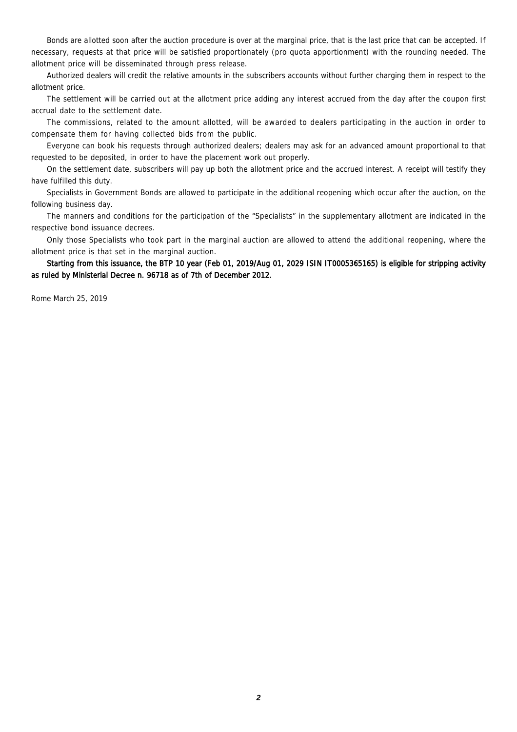Bonds are allotted soon after the auction procedure is over at the marginal price, that is the last price that can be accepted. If necessary, requests at that price will be satisfied proportionately (pro quota apportionment) with the rounding needed. The allotment price will be disseminated through press release.

Authorized dealers will credit the relative amounts in the subscribers accounts without further charging them in respect to the allotment price.

The settlement will be carried out at the allotment price adding any interest accrued from the day after the coupon first accrual date to the settlement date.

The commissions, related to the amount allotted, will be awarded to dealers participating in the auction in order to compensate them for having collected bids from the public.

Everyone can book his requests through authorized dealers; dealers may ask for an advanced amount proportional to that requested to be deposited, in order to have the placement work out properly.

On the settlement date, subscribers will pay up both the allotment price and the accrued interest. A receipt will testify they have fulfilled this duty.

Specialists in Government Bonds are allowed to participate in the additional reopening which occur after the auction, on the following business day.

The manners and conditions for the participation of the "Specialists" in the supplementary allotment are indicated in the respective bond issuance decrees.

Only those Specialists who took part in the marginal auction are allowed to attend the additional reopening, where the allotment price is that set in the marginal auction.

**Starting from this issuance, the BTP 10 year (Feb 01, 2019/Aug 01, 2029 ISIN IT0005365165) is eligible for stripping activity as ruled by Ministerial Decree n. 96718 as of 7th of December 2012.**

Rome March 25, 2019